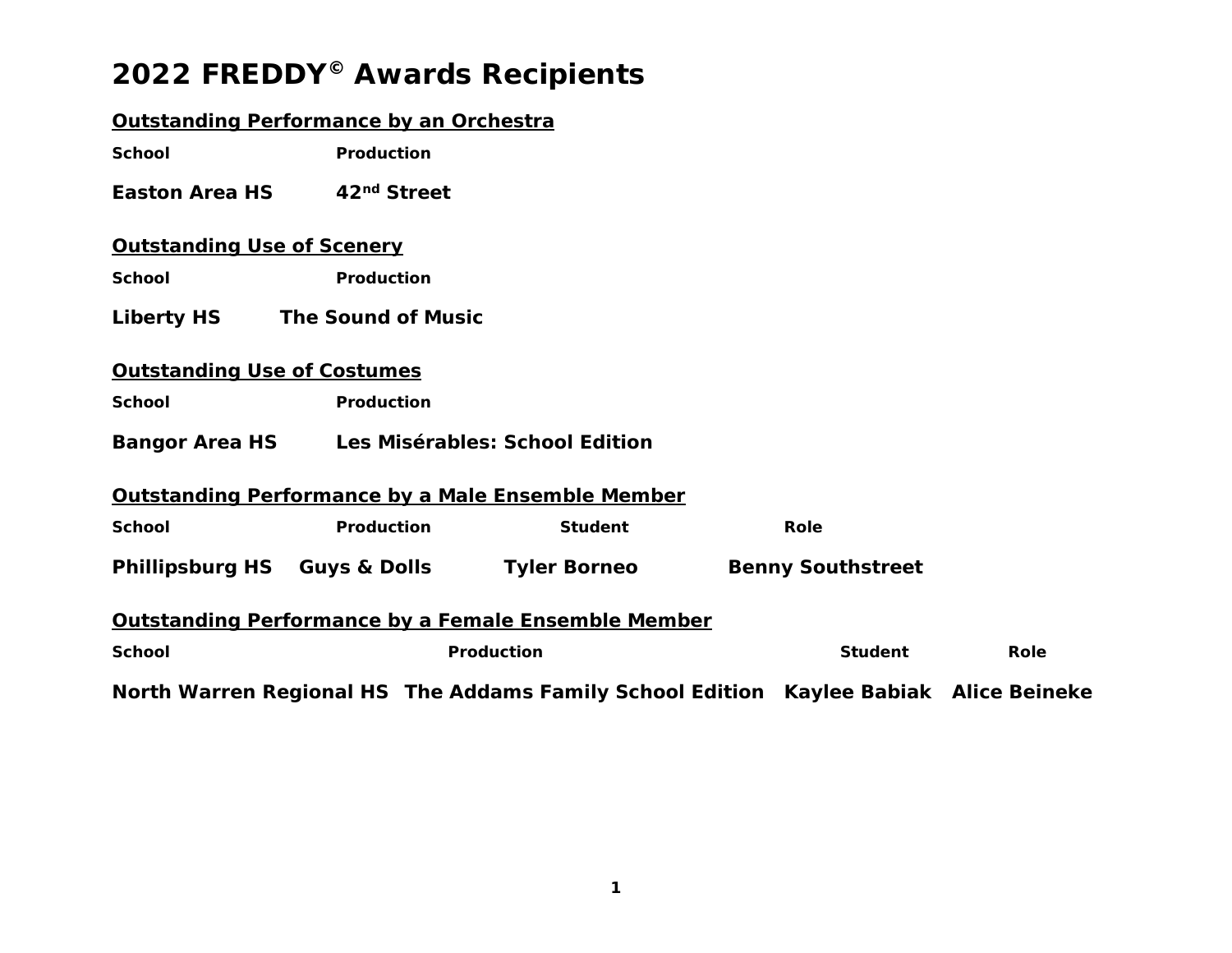# 2022 FREDDY© Awards Recipients

## Outstanding Performance by an Orchestra

| School | Production |
|---|---|
| **Easton Area HS** | **$42^{nd}$ Street** |

## Outstanding Use of Scenery

| School | Production |
|---|---|
| **Liberty HS** | **The Sound of Music** |

## Outstanding Use of Costumes

| School | Production |
|---|---|
| **Bangor Area HS** | **Les Misérables: School Edition** |

## Outstanding Performance by a Male Ensemble Member

| School | Production | Student | Role |
|---|---|---|---|
| **Phillipsburg HS** | **Guys & Dolls** | **Tyler Borneo** | **Benny Southstreet** |

## Outstanding Performance by a Female Ensemble Member

| School | Production | Student | Role |
|---|---|---|---|
| **North Warren Regional HS** | **The Addams Family School Edition** | **Kaylee Babiak** | **Alice Beineke** |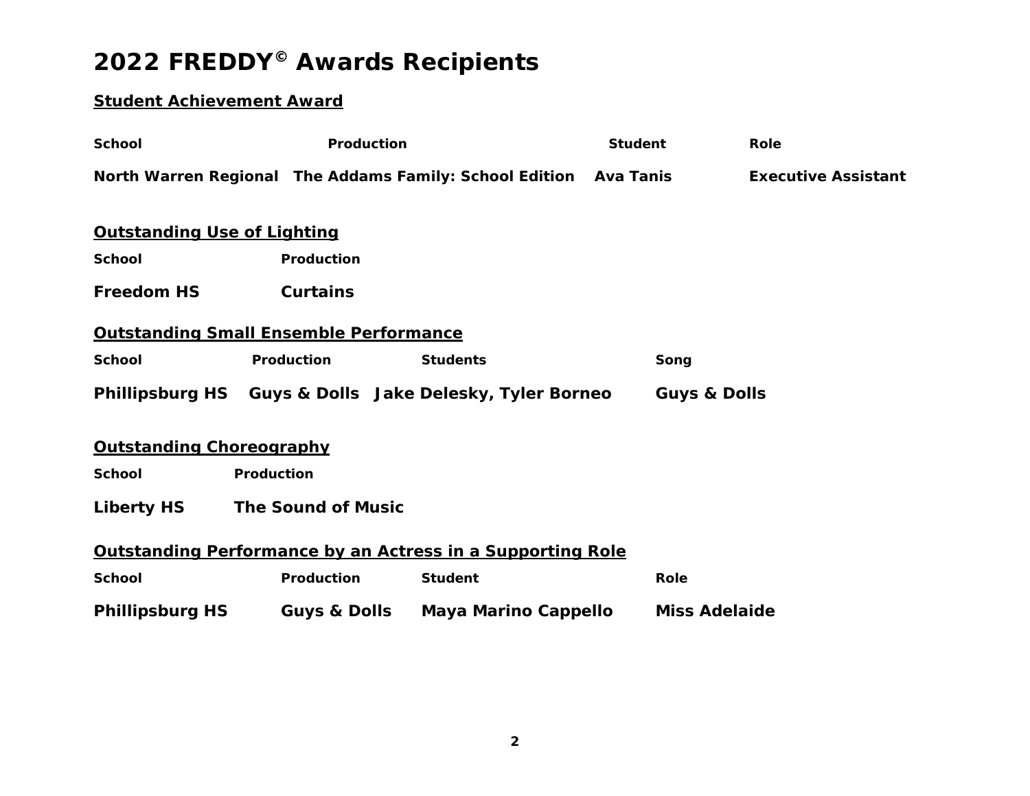# 2022 FREDDY© Awards Recipients

## Student Achievement Award

| School | Production | Student | Role |
| --- | --- | --- | --- |
| North Warren Regional | The Addams Family: School Edition | Ava Tanis | Executive Assistant |

## Outstanding Use of Lighting

| School | Production |
| --- | --- |
| Freedom HS | Curtains |

## Outstanding Small Ensemble Performance

| School | Production | Students | Song |
| --- | --- | --- | --- |
| Phillipsburg HS | Guys & Dolls | Jake Delesky, Tyler Borneo | Guys & Dolls |

## Outstanding Choreography

| School | Production |
| --- | --- |
| Liberty HS | The Sound of Music |

## Outstanding Performance by an Actress in a Supporting Role

| School | Production | Student | Role |
| --- | --- | --- | --- |
| Phillipsburg HS | Guys & Dolls | Maya Marino Cappello | Miss Adelaide |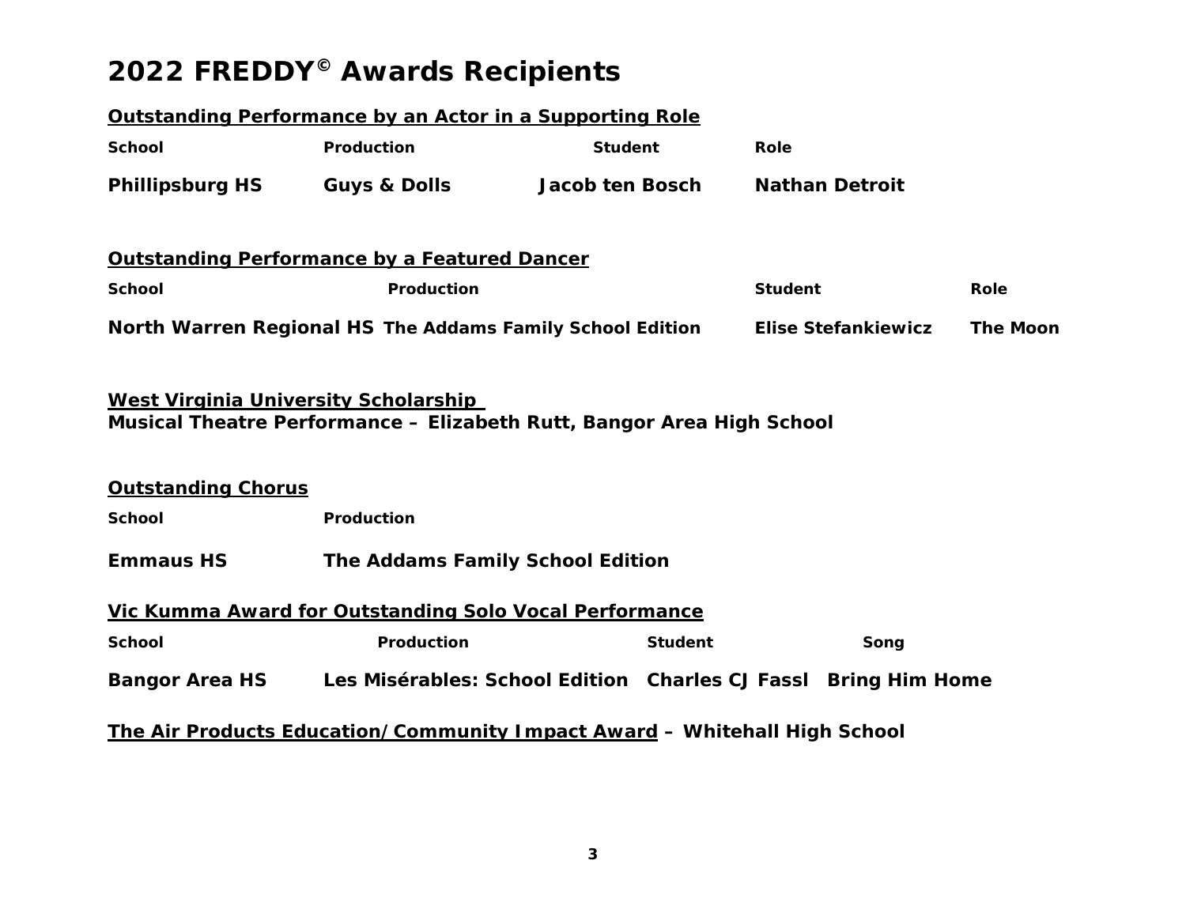# 2022 FREDDY© Awards Recipients

**Outstanding Performance by an Actor in a Supporting Role**

| School | Production | Student | Role |
|---|---|---|---|
| Phillipsburg HS | Guys & Dolls | Jacob ten Bosch | Nathan Detroit |

**Outstanding Performance by a Featured Dancer**

| School | Production | Student | Role |
|---|---|---|---|
| North Warren Regional HS | The Addams Family School Edition | Elise Stefankiewicz | The Moon |

**West Virginia University Scholarship**
**Musical Theatre Performance – Elizabeth Rutt, Bangor Area High School**

**Outstanding Chorus**

| School | Production |
|---|---|
| Emmaus HS | The Addams Family School Edition |

**Vic Kumma Award for Outstanding Solo Vocal Performance**

| School | Production | Student | Song |
|---|---|---|---|
| Bangor Area HS | Les Misérables: School Edition | Charles CJ Fassl | Bring Him Home |

**The Air Products Education/Community Impact Award – Whitehall High School**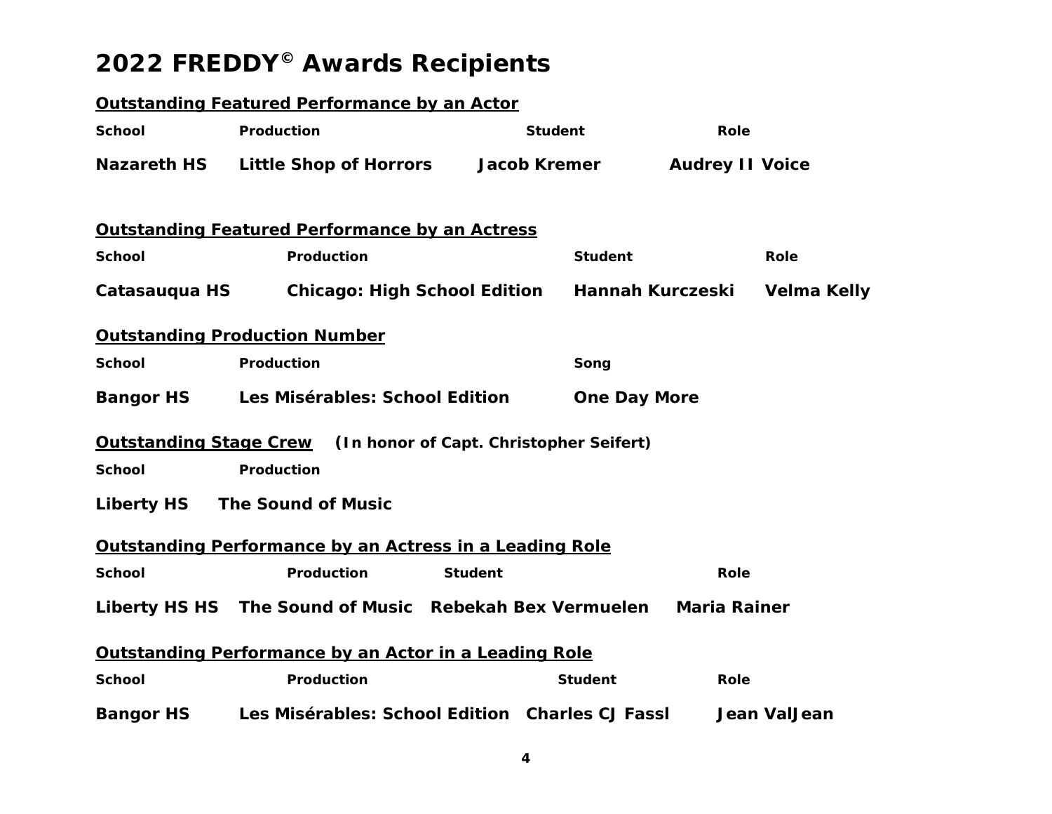# 2022 FREDDY© Awards Recipients

## Outstanding Featured Performance by an Actor

| School | Production | Student | Role |
|---|---|---|---|
| Nazareth HS | Little Shop of Horrors | Jacob Kremer | Audrey II Voice |

## Outstanding Featured Performance by an Actress

| School | Production | Student | Role |
|---|---|---|---|
| Catasauqua HS | Chicago: High School Edition | Hannah Kurczeski | Velma Kelly |

## Outstanding Production Number

| School | Production | Song |
|---|---|---|
| Bangor HS | Les Misérables: School Edition | One Day More |

## Outstanding Stage Crew (In honor of Capt. Christopher Seifert)

| School | Production |
|---|---|
| Liberty HS | The Sound of Music |

## Outstanding Performance by an Actress in a Leading Role

| School | Production | Student | Role |
|---|---|---|---|
| Liberty HS HS | The Sound of Music | Rebekah Bex Vermuelen | Maria Rainer |

## Outstanding Performance by an Actor in a Leading Role

| School | Production | Student | Role |
|---|---|---|---|
| Bangor HS | Les Misérables: School Edition | Charles CJ Fassl | Jean ValJean |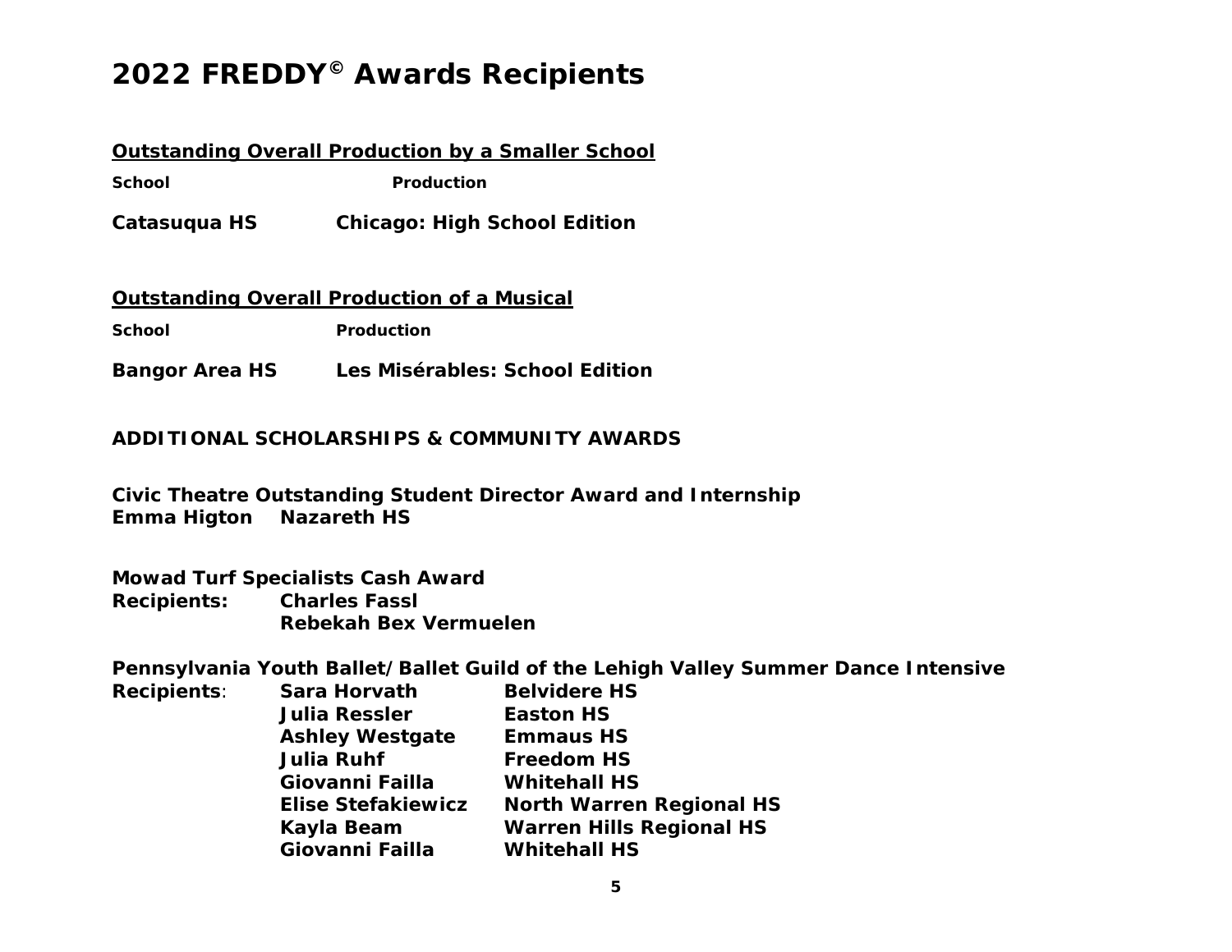# 2022 FREDDY© Awards Recipients

**Outstanding Overall Production by a Smaller School**

| School | Production |
|---|---|
| Catasuqua HS | Chicago: High School Edition |

**Outstanding Overall Production of a Musical**

| School | Production |
|---|---|
| Bangor Area HS | Les Misérables: School Edition |

**ADDITIONAL SCHOLARSHIPS & COMMUNITY AWARDS**

**Civic Theatre Outstanding Student Director Award and Internship**
**Emma Higton Nazareth HS**

**Mowad Turf Specialists Cash Award**
**Recipients:** **Charles Fassl**
**Rebekah Bex Vermuelen**

**Pennsylvania Youth Ballet/Ballet Guild of the Lehigh Valley Summer Dance Intensive**

| Recipients: | | |
|---|---|---|
| | Sara Horvath | Belvidere HS |
| | Julia Ressler | Easton HS |
| | Ashley Westgate | Emmaus HS |
| | Julia Ruhf | Freedom HS |
| | Giovanni Failla | Whitehall HS |
| | Elise Stefakiewicz | North Warren Regional HS |
| | Kayla Beam | Warren Hills Regional HS |
| | Giovanni Failla | Whitehall HS |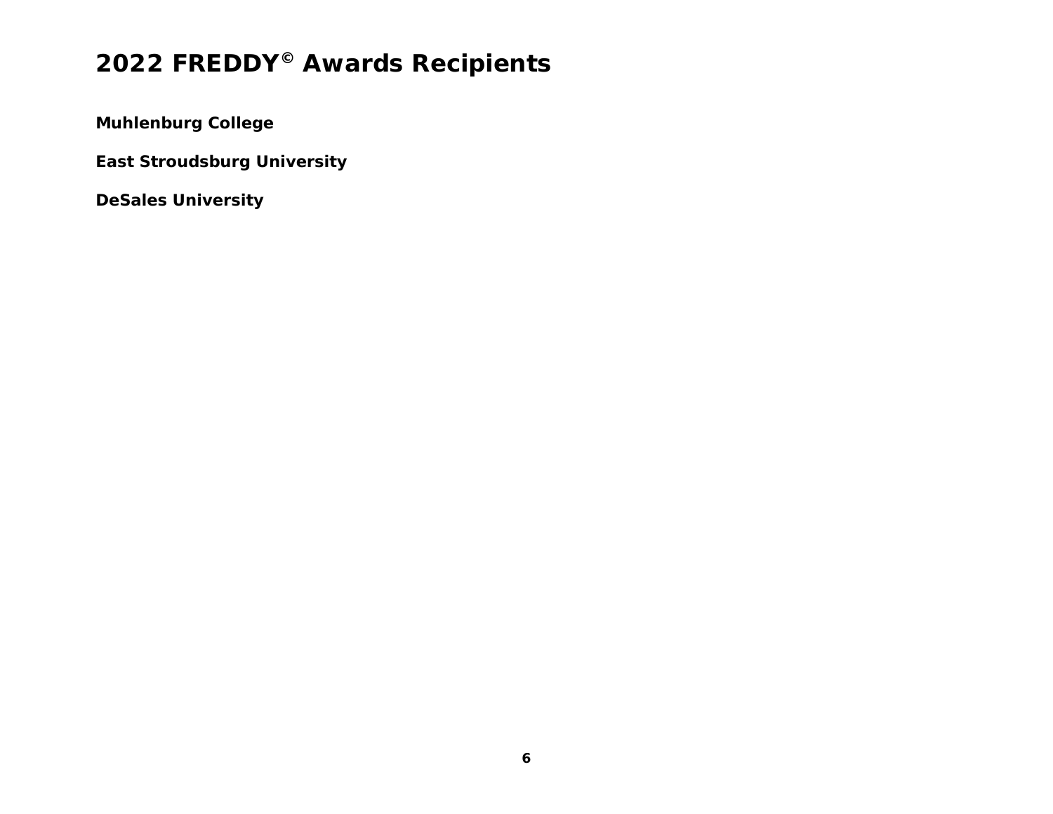# 2022 FREDDY© Awards Recipients

**Muhlenburg College**

**East Stroudsburg University**

**DeSales University**